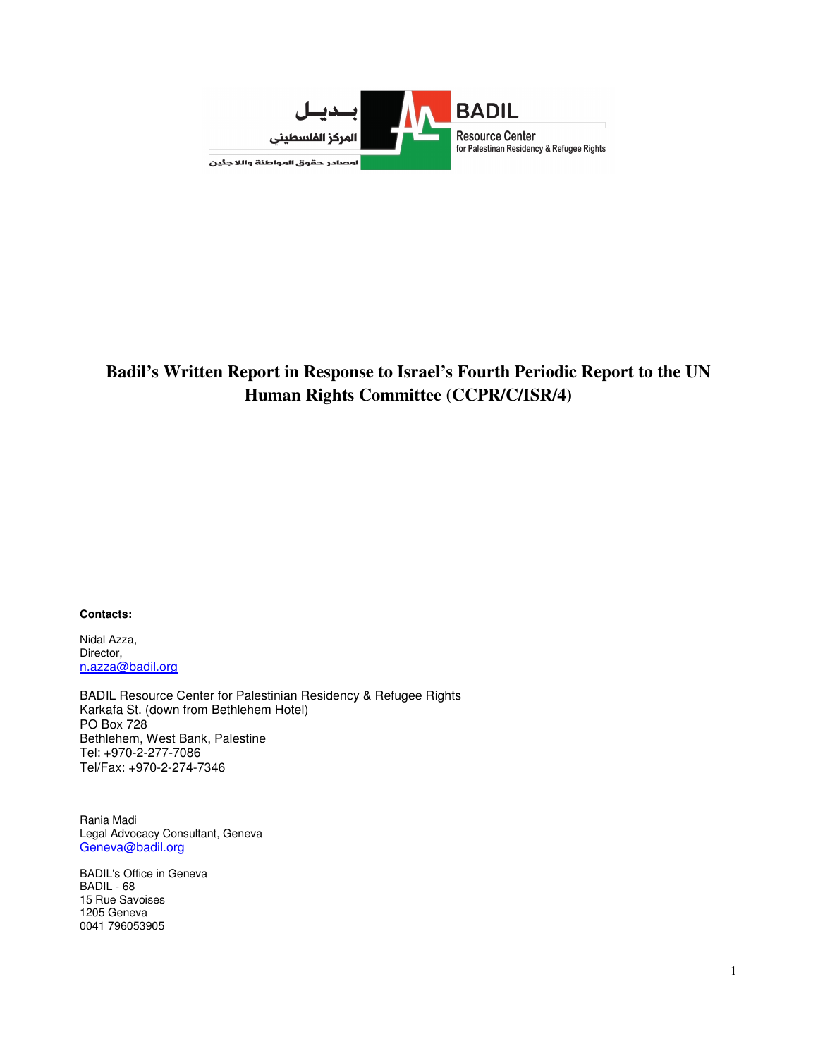بديل
المركز الفلسطيني
لمصادر حقوق المواطنة واللاجئين

BADIL
Resource Center
for Palestinian Residency & Refugee Rights

# Badil's Written Report in Response to Israel's Fourth Periodic Report to the UN Human Rights Committee (CCPR/C/ISR/4)

**Contacts:**

Nidal Azza,
Director,
n.azza@badil.org

BADIL Resource Center for Palestinian Residency & Refugee Rights
Karkafa St. (down from Bethlehem Hotel)
PO Box 728
Bethlehem, West Bank, Palestine
Tel: +970-2-277-7086
Tel/Fax: +970-2-274-7346

Rania Madi
Legal Advocacy Consultant, Geneva
Geneva@badil.org

BADIL's Office in Geneva
BADIL - 68
15 Rue Savoises
1205 Geneva
0041 796053905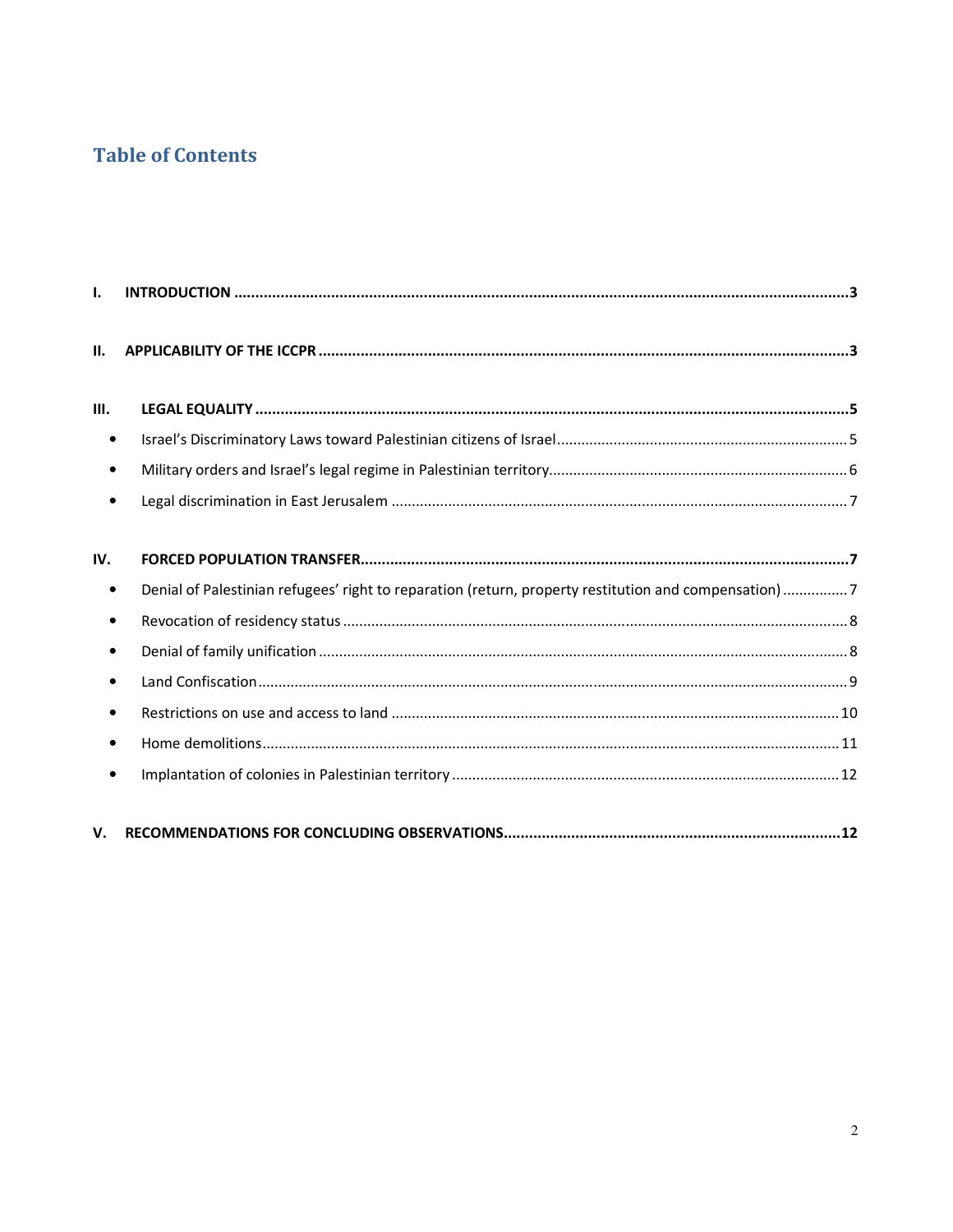## Table of Contents

**I. INTRODUCTION** ........................................................................................................................ **3**

**II. APPLICABILITY OF THE ICCPR** ................................................................................................ **3**

**III. LEGAL EQUALITY** ................................................................................................................. **5**

- Israel's Discriminatory Laws toward Palestinian citizens of Israel ............................................ 5
- Military orders and Israel's legal regime in Palestinian territory ............................................... 6
- Legal discrimination in East Jerusalem .................................................................................. 7

**IV. FORCED POPULATION TRANSFER** ......................................................................................... **7**

- Denial of Palestinian refugees' right to reparation (return, property restitution and compensation) ................ 7
- Revocation of residency status .............................................................................................. 8
- Denial of family unification ................................................................................................... 8
- Land Confiscation ................................................................................................................ 9
- Restrictions on use and access to land ................................................................................. 10
- Home demolitions ............................................................................................................... 11
- Implantation of colonies in Palestinian territory .................................................................... 12

**V. RECOMMENDATIONS FOR CONCLUDING OBSERVATIONS** ...................................................... **12**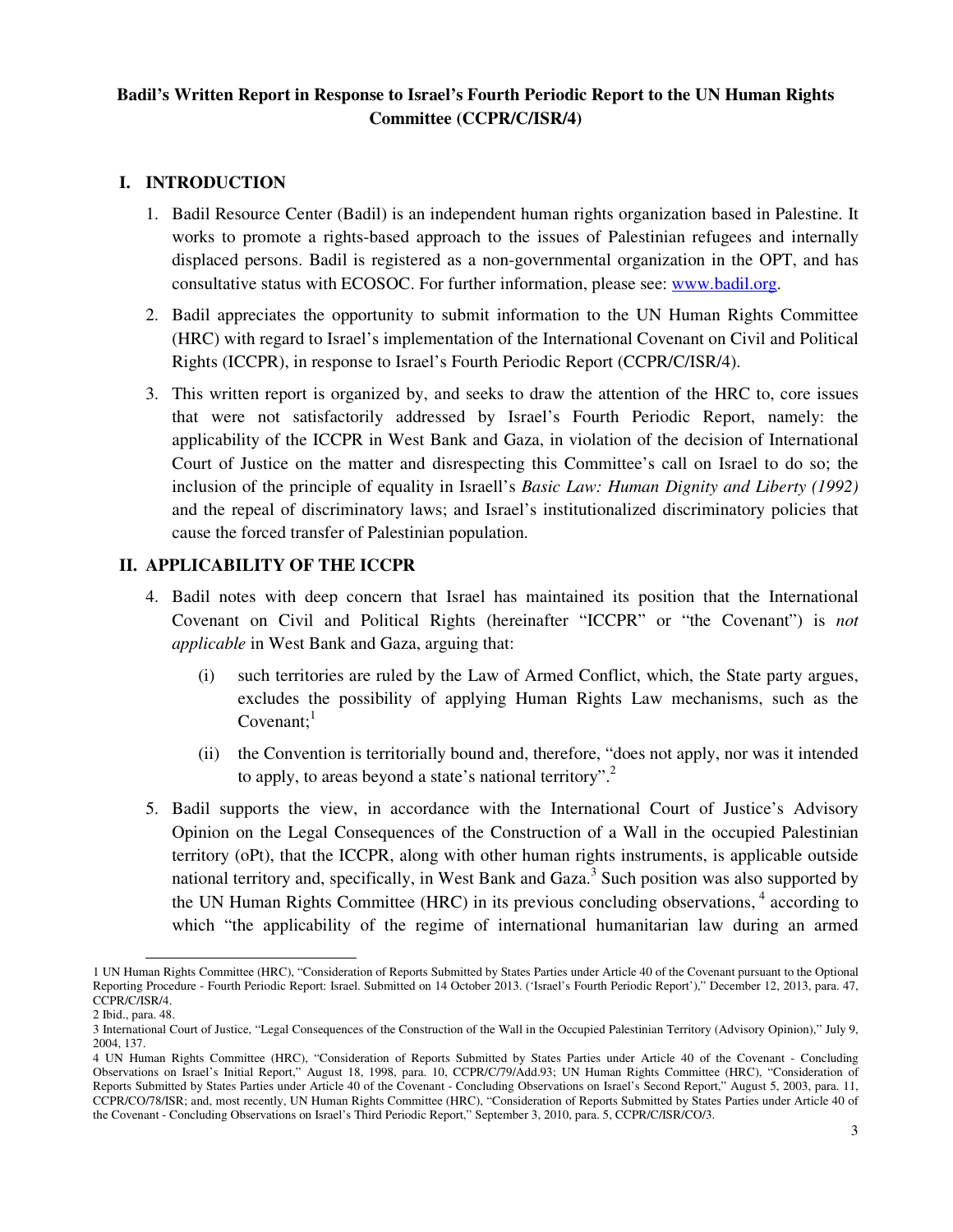**Badil's Written Report in Response to Israel's Fourth Periodic Report to the UN Human Rights Committee (CCPR/C/ISR/4)**

## I. INTRODUCTION

1. Badil Resource Center (Badil) is an independent human rights organization based in Palestine. It works to promote a rights-based approach to the issues of Palestinian refugees and internally displaced persons. Badil is registered as a non-governmental organization in the OPT, and has consultative status with ECOSOC. For further information, please see: [www.badil.org](www.badil.org).

2. Badil appreciates the opportunity to submit information to the UN Human Rights Committee (HRC) with regard to Israel's implementation of the International Covenant on Civil and Political Rights (ICCPR), in response to Israel's Fourth Periodic Report (CCPR/C/ISR/4).

3. This written report is organized by, and seeks to draw the attention of the HRC to, core issues that were not satisfactorily addressed by Israel's Fourth Periodic Report, namely: the applicability of the ICCPR in West Bank and Gaza, in violation of the decision of International Court of Justice on the matter and disrespecting this Committee's call on Israel to do so; the inclusion of the principle of equality in Israell's *Basic Law: Human Dignity and Liberty (1992)* and the repeal of discriminatory laws; and Israel's institutionalized discriminatory policies that cause the forced transfer of Palestinian population.

## II. APPLICABILITY OF THE ICCPR

4. Badil notes with deep concern that Israel has maintained its position that the International Covenant on Civil and Political Rights (hereinafter "ICCPR" or "the Covenant") is *not applicable* in West Bank and Gaza, arguing that:

   (i) such territories are ruled by the Law of Armed Conflict, which, the State party argues, excludes the possibility of applying Human Rights Law mechanisms, such as the Covenant;[1]

   (ii) the Convention is territorially bound and, therefore, "does not apply, nor was it intended to apply, to areas beyond a state's national territory".[2]

5. Badil supports the view, in accordance with the International Court of Justice's Advisory Opinion on the Legal Consequences of the Construction of a Wall in the occupied Palestinian territory (oPt), that the ICCPR, along with other human rights instruments, is applicable outside national territory and, specifically, in West Bank and Gaza.[3] Such position was also supported by the UN Human Rights Committee (HRC) in its previous concluding observations, [4] according to which "the applicability of the regime of international humanitarian law during an armed

---

1 UN Human Rights Committee (HRC), "Consideration of Reports Submitted by States Parties under Article 40 of the Covenant pursuant to the Optional Reporting Procedure - Fourth Periodic Report: Israel. Submitted on 14 October 2013. ('Israel's Fourth Periodic Report')," December 12, 2013, para. 47, CCPR/C/ISR/4.

2 Ibid., para. 48.

3 International Court of Justice, "Legal Consequences of the Construction of the Wall in the Occupied Palestinian Territory (Advisory Opinion)," July 9, 2004, 137.

4 UN Human Rights Committee (HRC), "Consideration of Reports Submitted by States Parties under Article 40 of the Covenant - Concluding Observations on Israel's Initial Report," August 18, 1998, para. 10, CCPR/C/79/Add.93; UN Human Rights Committee (HRC), "Consideration of Reports Submitted by States Parties under Article 40 of the Covenant - Concluding Observations on Israel's Second Report," August 5, 2003, para. 11, CCPR/CO/78/ISR; and, most recently, UN Human Rights Committee (HRC), "Consideration of Reports Submitted by States Parties under Article 40 of the Covenant - Concluding Observations on Israel's Third Periodic Report," September 3, 2010, para. 5, CCPR/C/ISR/CO/3.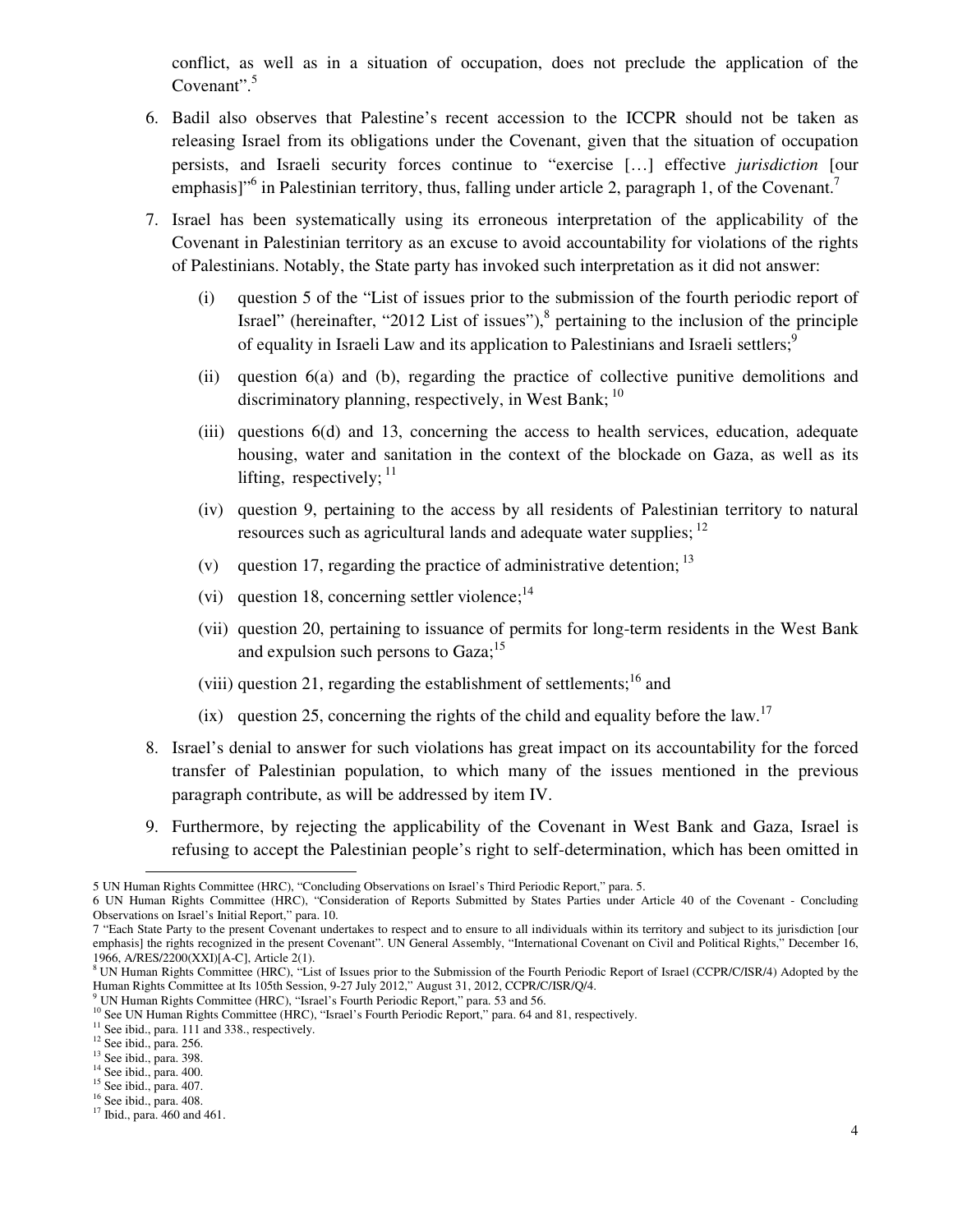conflict, as well as in a situation of occupation, does not preclude the application of the Covenant".[5]

6. Badil also observes that Palestine's recent accession to the ICCPR should not be taken as releasing Israel from its obligations under the Covenant, given that the situation of occupation persists, and Israeli security forces continue to "exercise […] effective *jurisdiction* [our emphasis]"[6] in Palestinian territory, thus, falling under article 2, paragraph 1, of the Covenant.[7]

7. Israel has been systematically using its erroneous interpretation of the applicability of the Covenant in Palestinian territory as an excuse to avoid accountability for violations of the rights of Palestinians. Notably, the State party has invoked such interpretation as it did not answer:

   (i) question 5 of the "List of issues prior to the submission of the fourth periodic report of Israel" (hereinafter, "2012 List of issues"),[8] pertaining to the inclusion of the principle of equality in Israeli Law and its application to Palestinians and Israeli settlers;[9]

   (ii) question 6(a) and (b), regarding the practice of collective punitive demolitions and discriminatory planning, respectively, in West Bank; [10]

   (iii) questions 6(d) and 13, concerning the access to health services, education, adequate housing, water and sanitation in the context of the blockade on Gaza, as well as its lifting, respectively; [11]

   (iv) question 9, pertaining to the access by all residents of Palestinian territory to natural resources such as agricultural lands and adequate water supplies; [12]

   (v) question 17, regarding the practice of administrative detention; [13]

   (vi) question 18, concerning settler violence;[14]

   (vii) question 20, pertaining to issuance of permits for long-term residents in the West Bank and expulsion such persons to Gaza;[15]

   (viii) question 21, regarding the establishment of settlements;[16] and

   (ix) question 25, concerning the rights of the child and equality before the law.[17]

8. Israel's denial to answer for such violations has great impact on its accountability for the forced transfer of Palestinian population, to which many of the issues mentioned in the previous paragraph contribute, as will be addressed by item IV.

9. Furthermore, by rejecting the applicability of the Covenant in West Bank and Gaza, Israel is refusing to accept the Palestinian people's right to self-determination, which has been omitted in

---

5 UN Human Rights Committee (HRC), "Concluding Observations on Israel's Third Periodic Report," para. 5.

6 UN Human Rights Committee (HRC), "Consideration of Reports Submitted by States Parties under Article 40 of the Covenant - Concluding Observations on Israel's Initial Report," para. 10.

7 "Each State Party to the present Covenant undertakes to respect and to ensure to all individuals within its territory and subject to its jurisdiction [our emphasis] the rights recognized in the present Covenant". UN General Assembly, "International Covenant on Civil and Political Rights," December 16, 1966, A/RES/2200(XXI)[A-C], Article 2(1).

8 UN Human Rights Committee (HRC), "List of Issues prior to the Submission of the Fourth Periodic Report of Israel (CCPR/C/ISR/4) Adopted by the Human Rights Committee at Its 105th Session, 9-27 July 2012," August 31, 2012, CCPR/C/ISR/Q/4.

9 UN Human Rights Committee (HRC), "Israel's Fourth Periodic Report," para. 53 and 56.

10 See UN Human Rights Committee (HRC), "Israel's Fourth Periodic Report," para. 64 and 81, respectively.

11 See ibid., para. 111 and 338., respectively.

12 See ibid., para. 256.

13 See ibid., para. 398.

14 See ibid., para. 400.

15 See ibid., para. 407.

16 See ibid., para. 408.

17 Ibid., para. 460 and 461.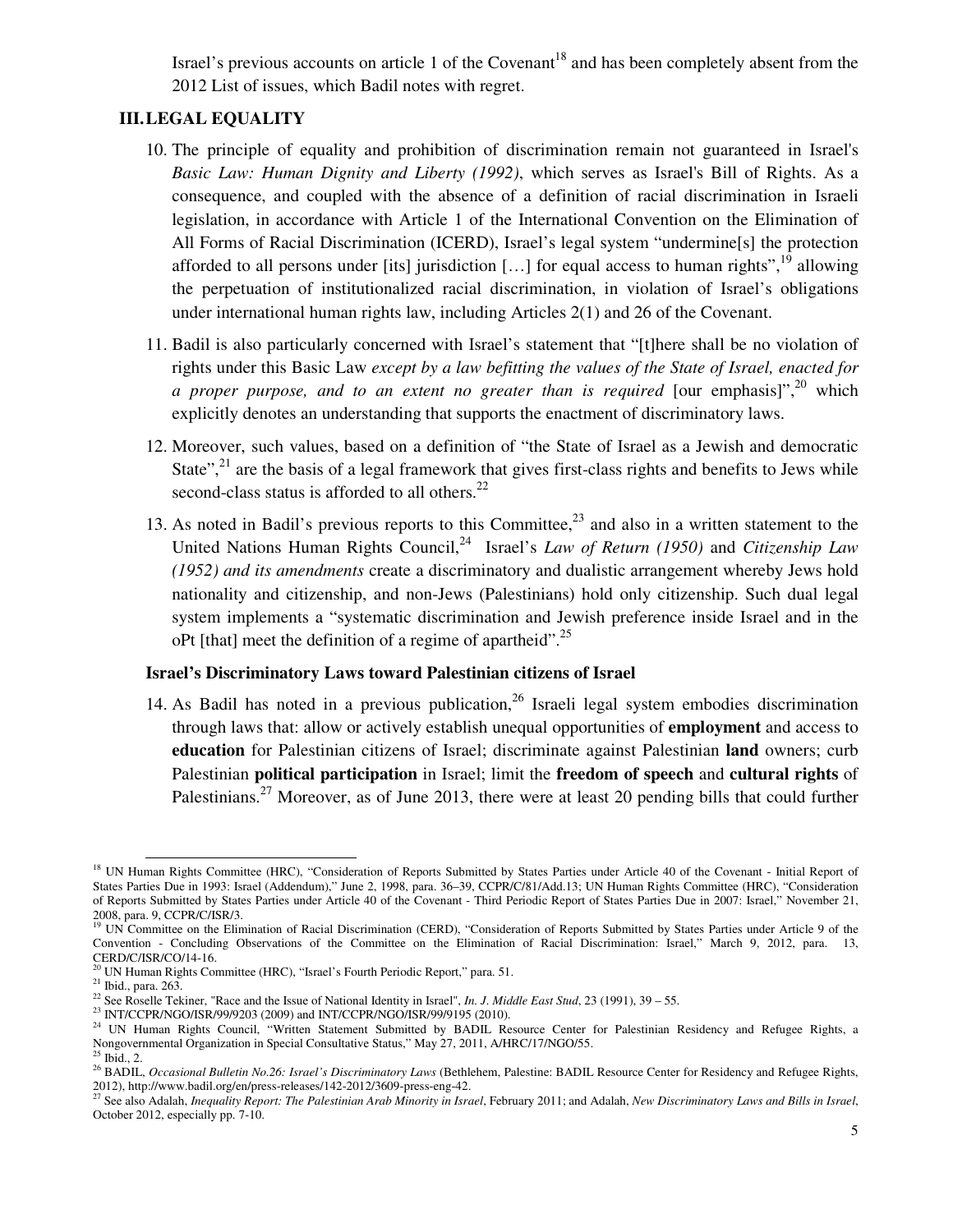Israel's previous accounts on article 1 of the Covenant[18] and has been completely absent from the 2012 List of issues, which Badil notes with regret.

## III. LEGAL EQUALITY

10. The principle of equality and prohibition of discrimination remain not guaranteed in Israel's *Basic Law: Human Dignity and Liberty (1992)*, which serves as Israel's Bill of Rights. As a consequence, and coupled with the absence of a definition of racial discrimination in Israeli legislation, in accordance with Article 1 of the International Convention on the Elimination of All Forms of Racial Discrimination (ICERD), Israel's legal system "undermine[s] the protection afforded to all persons under [its] jurisdiction […] for equal access to human rights",[19] allowing the perpetuation of institutionalized racial discrimination, in violation of Israel's obligations under international human rights law, including Articles 2(1) and 26 of the Covenant.

11. Badil is also particularly concerned with Israel's statement that "[t]here shall be no violation of rights under this Basic Law *except by a law befitting the values of the State of Israel, enacted for a proper purpose, and to an extent no greater than is required* [our emphasis]",[20] which explicitly denotes an understanding that supports the enactment of discriminatory laws.

12. Moreover, such values, based on a definition of "the State of Israel as a Jewish and democratic State",[21] are the basis of a legal framework that gives first-class rights and benefits to Jews while second-class status is afforded to all others.[22]

13. As noted in Badil's previous reports to this Committee,[23] and also in a written statement to the United Nations Human Rights Council,[24] Israel's *Law of Return (1950)* and *Citizenship Law (1952) and its amendments* create a discriminatory and dualistic arrangement whereby Jews hold nationality and citizenship, and non-Jews (Palestinians) hold only citizenship. Such dual legal system implements a "systematic discrimination and Jewish preference inside Israel and in the oPt [that] meet the definition of a regime of apartheid".[25]

### Israel's Discriminatory Laws toward Palestinian citizens of Israel

14. As Badil has noted in a previous publication,[26] Israeli legal system embodies discrimination through laws that: allow or actively establish unequal opportunities of **employment** and access to **education** for Palestinian citizens of Israel; discriminate against Palestinian **land** owners; curb Palestinian **political participation** in Israel; limit the **freedom of speech** and **cultural rights** of Palestinians.[27] Moreover, as of June 2013, there were at least 20 pending bills that could further

---

[18] UN Human Rights Committee (HRC), "Consideration of Reports Submitted by States Parties under Article 40 of the Covenant - Initial Report of States Parties Due in 1993: Israel (Addendum)," June 2, 1998, para. 36–39, CCPR/C/81/Add.13; UN Human Rights Committee (HRC), "Consideration of Reports Submitted by States Parties under Article 40 of the Covenant - Third Periodic Report of States Parties Due in 2007: Israel," November 21, 2008, para. 9, CCPR/C/ISR/3.

[19] UN Committee on the Elimination of Racial Discrimination (CERD), "Consideration of Reports Submitted by States Parties under Article 9 of the Convention - Concluding Observations of the Committee on the Elimination of Racial Discrimination: Israel," March 9, 2012, para. 13, CERD/C/ISR/CO/14-16.

[20] UN Human Rights Committee (HRC), "Israel's Fourth Periodic Report," para. 51.

[21] Ibid., para. 263.

[22] See Roselle Tekiner, "Race and the Issue of National Identity in Israel", *In. J. Middle East Stud*, 23 (1991), 39 – 55.

[23] INT/CCPR/NGO/ISR/99/9203 (2009) and INT/CCPR/NGO/ISR/99/9195 (2010).

[24] UN Human Rights Council, "Written Statement Submitted by BADIL Resource Center for Palestinian Residency and Refugee Rights, a Nongovernmental Organization in Special Consultative Status," May 27, 2011, A/HRC/17/NGO/55.

[25] Ibid., 2.

[26] BADIL, *Occasional Bulletin No.26: Israel's Discriminatory Laws* (Bethlehem, Palestine: BADIL Resource Center for Residency and Refugee Rights, 2012), http://www.badil.org/en/press-releases/142-2012/3609-press-eng-42.

[27] See also Adalah, *Inequality Report: The Palestinian Arab Minority in Israel*, February 2011; and Adalah, *New Discriminatory Laws and Bills in Israel*, October 2012, especially pp. 7-10.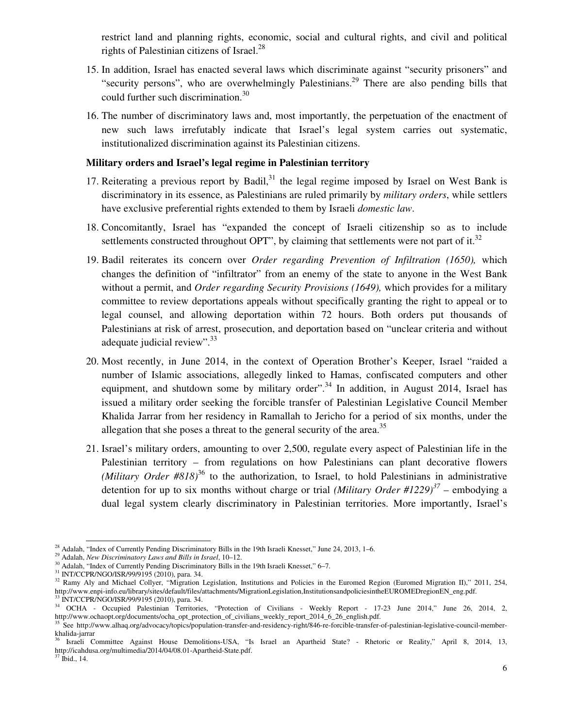restrict land and planning rights, economic, social and cultural rights, and civil and political rights of Palestinian citizens of Israel.[28]

15. In addition, Israel has enacted several laws which discriminate against "security prisoners" and "security persons", who are overwhelmingly Palestinians.[29] There are also pending bills that could further such discrimination.[30]

16. The number of discriminatory laws and, most importantly, the perpetuation of the enactment of new such laws irrefutably indicate that Israel's legal system carries out systematic, institutionalized discrimination against its Palestinian citizens.

**Military orders and Israel's legal regime in Palestinian territory**

17. Reiterating a previous report by Badil,[31] the legal regime imposed by Israel on West Bank is discriminatory in its essence, as Palestinians are ruled primarily by *military orders*, while settlers have exclusive preferential rights extended to them by Israeli *domestic law*.

18. Concomitantly, Israel has "expanded the concept of Israeli citizenship so as to include settlements constructed throughout OPT", by claiming that settlements were not part of it.[32]

19. Badil reiterates its concern over *Order regarding Prevention of Infiltration (1650),* which changes the definition of "infiltrator" from an enemy of the state to anyone in the West Bank without a permit, and *Order regarding Security Provisions (1649),* which provides for a military committee to review deportations appeals without specifically granting the right to appeal or to legal counsel, and allowing deportation within 72 hours. Both orders put thousands of Palestinians at risk of arrest, prosecution, and deportation based on "unclear criteria and without adequate judicial review".[33]

20. Most recently, in June 2014, in the context of Operation Brother's Keeper, Israel "raided a number of Islamic associations, allegedly linked to Hamas, confiscated computers and other equipment, and shutdown some by military order".[34] In addition, in August 2014, Israel has issued a military order seeking the forcible transfer of Palestinian Legislative Council Member Khalida Jarrar from her residency in Ramallah to Jericho for a period of six months, under the allegation that she poses a threat to the general security of the area.[35]

21. Israel's military orders, amounting to over 2,500, regulate every aspect of Palestinian life in the Palestinian territory – from regulations on how Palestinians can plant decorative flowers *(Military Order #818)*[36] to the authorization, to Israel, to hold Palestinians in administrative detention for up to six months without charge or trial *(Military Order #1229)*[37] – embodying a dual legal system clearly discriminatory in Palestinian territories. More importantly, Israel's

---

[28] Adalah, "Index of Currently Pending Discriminatory Bills in the 19th Israeli Knesset," June 24, 2013, 1–6.

[29] Adalah, *New Discriminatory Laws and Bills in Israel*, 10–12.

[30] Adalah, "Index of Currently Pending Discriminatory Bills in the 19th Israeli Knesset," 6–7.

[31] INT/CCPR/NGO/ISR/99/9195 (2010), para. 34.

[32] Ramy Aly and Michael Collyer, "Migration Legislation, Institutions and Policies in the Euromed Region (Euromed Migration II)," 2011, 254, http://www.enpi-info.eu/library/sites/default/files/attachments/MigrationLegislation,InstitutionsandpoliciesintheEUROMEDregionEN_eng.pdf.

[33] INT/CCPR/NGO/ISR/99/9195 (2010), para. 34.

[34] OCHA - Occupied Palestinian Territories, "Protection of Civilians - Weekly Report - 17-23 June 2014," June 26, 2014, 2, http://www.ochaopt.org/documents/ocha_opt_protection_of_civilians_weekly_report_2014_6_26_english.pdf.

[35] See http://www.alhaq.org/advocacy/topics/population-transfer-and-residency-right/846-re-forcible-transfer-of-palestinian-legislative-council-member-khalida-jarrar

[36] Israeli Committee Against House Demolitions-USA, "Is Israel an Apartheid State? - Rhetoric or Reality," April 8, 2014, 13, http://icahdusa.org/multimedia/2014/04/08.01-Apartheid-State.pdf.

[37] Ibid., 14.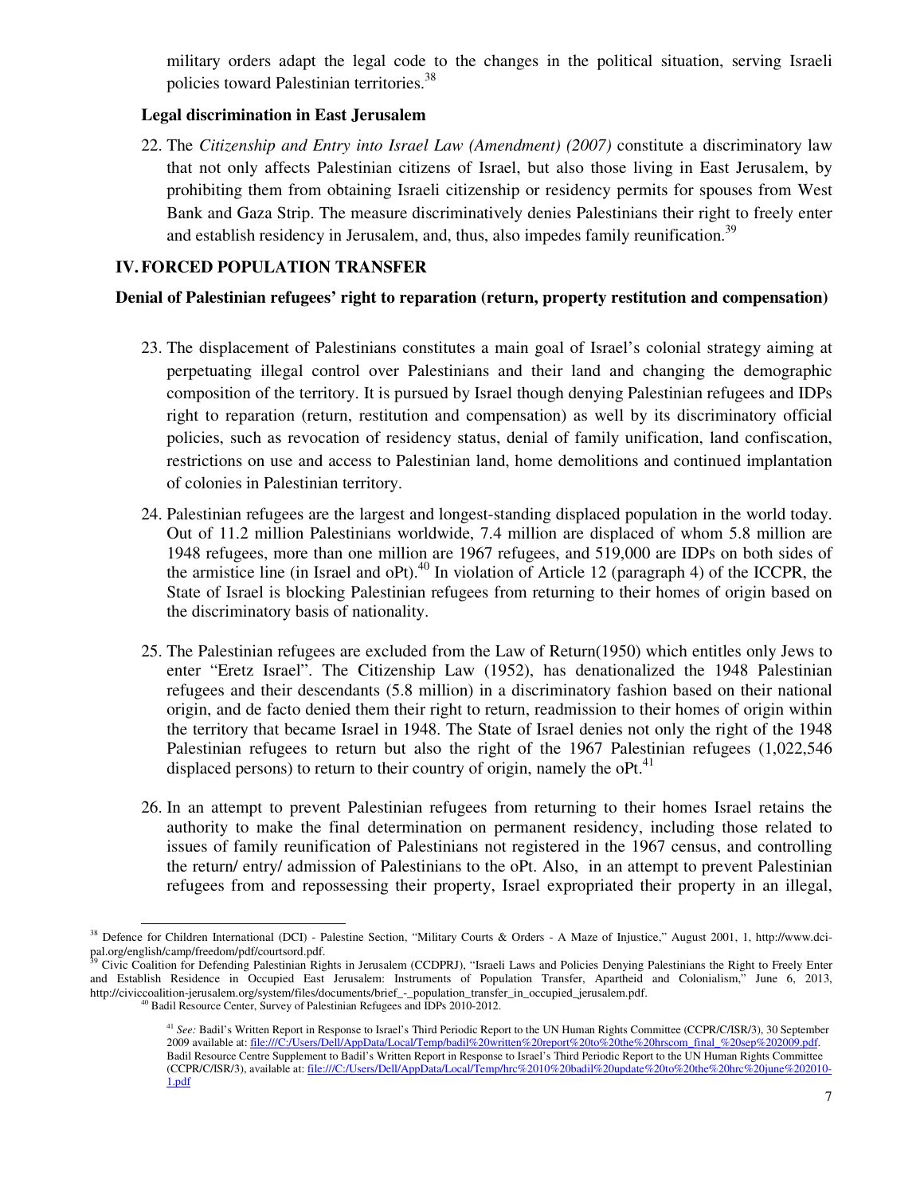military orders adapt the legal code to the changes in the political situation, serving Israeli policies toward Palestinian territories.[38]

**Legal discrimination in East Jerusalem**

22. The *Citizenship and Entry into Israel Law (Amendment) (2007)* constitute a discriminatory law that not only affects Palestinian citizens of Israel, but also those living in East Jerusalem, by prohibiting them from obtaining Israeli citizenship or residency permits for spouses from West Bank and Gaza Strip. The measure discriminatively denies Palestinians their right to freely enter and establish residency in Jerusalem, and, thus, also impedes family reunification.[39]

## IV. FORCED POPULATION TRANSFER

**Denial of Palestinian refugees' right to reparation (return, property restitution and compensation)**

23. The displacement of Palestinians constitutes a main goal of Israel's colonial strategy aiming at perpetuating illegal control over Palestinians and their land and changing the demographic composition of the territory. It is pursued by Israel though denying Palestinian refugees and IDPs right to reparation (return, restitution and compensation) as well by its discriminatory official policies, such as revocation of residency status, denial of family unification, land confiscation, restrictions on use and access to Palestinian land, home demolitions and continued implantation of colonies in Palestinian territory.

24. Palestinian refugees are the largest and longest-standing displaced population in the world today. Out of 11.2 million Palestinians worldwide, 7.4 million are displaced of whom 5.8 million are 1948 refugees, more than one million are 1967 refugees, and 519,000 are IDPs on both sides of the armistice line (in Israel and oPt).[40] In violation of Article 12 (paragraph 4) of the ICCPR, the State of Israel is blocking Palestinian refugees from returning to their homes of origin based on the discriminatory basis of nationality.

25. The Palestinian refugees are excluded from the Law of Return(1950) which entitles only Jews to enter "Eretz Israel". The Citizenship Law (1952), has denationalized the 1948 Palestinian refugees and their descendants (5.8 million) in a discriminatory fashion based on their national origin, and de facto denied them their right to return, readmission to their homes of origin within the territory that became Israel in 1948. The State of Israel denies not only the right of the 1948 Palestinian refugees to return but also the right of the 1967 Palestinian refugees (1,022,546 displaced persons) to return to their country of origin, namely the oPt.[41]

26. In an attempt to prevent Palestinian refugees from returning to their homes Israel retains the authority to make the final determination on permanent residency, including those related to issues of family reunification of Palestinians not registered in the 1967 census, and controlling the return/ entry/ admission of Palestinians to the oPt. Also, in an attempt to prevent Palestinian refugees from and repossessing their property, Israel expropriated their property in an illegal,

---

[38] Defence for Children International (DCI) - Palestine Section, "Military Courts & Orders - A Maze of Injustice," August 2001, 1, http://www.dci-pal.org/english/camp/freedom/pdf/courtsord.pdf.

[39] Civic Coalition for Defending Palestinian Rights in Jerusalem (CCDPRJ), "Israeli Laws and Policies Denying Palestinians the Right to Freely Enter and Establish Residence in Occupied East Jerusalem: Instruments of Population Transfer, Apartheid and Colonialism," June 6, 2013, http://civiccoalition-jerusalem.org/system/files/documents/brief_-_population_transfer_in_occupied_jerusalem.pdf.

[40] Badil Resource Center, Survey of Palestinian Refugees and IDPs 2010-2012.

[41] *See:* Badil's Written Report in Response to Israel's Third Periodic Report to the UN Human Rights Committee (CCPR/C/ISR/3), 30 September 2009 available at: file:///C:/Users/Dell/AppData/Local/Temp/badil%20written%20report%20to%20the%20hrscom_final_%20sep%202009.pdf. Badil Resource Centre Supplement to Badil's Written Report in Response to Israel's Third Periodic Report to the UN Human Rights Committee (CCPR/C/ISR/3), available at: file:///C:/Users/Dell/AppData/Local/Temp/hrc%2010%20badil%20update%20to%20the%20hrc%20june%202010-1.pdf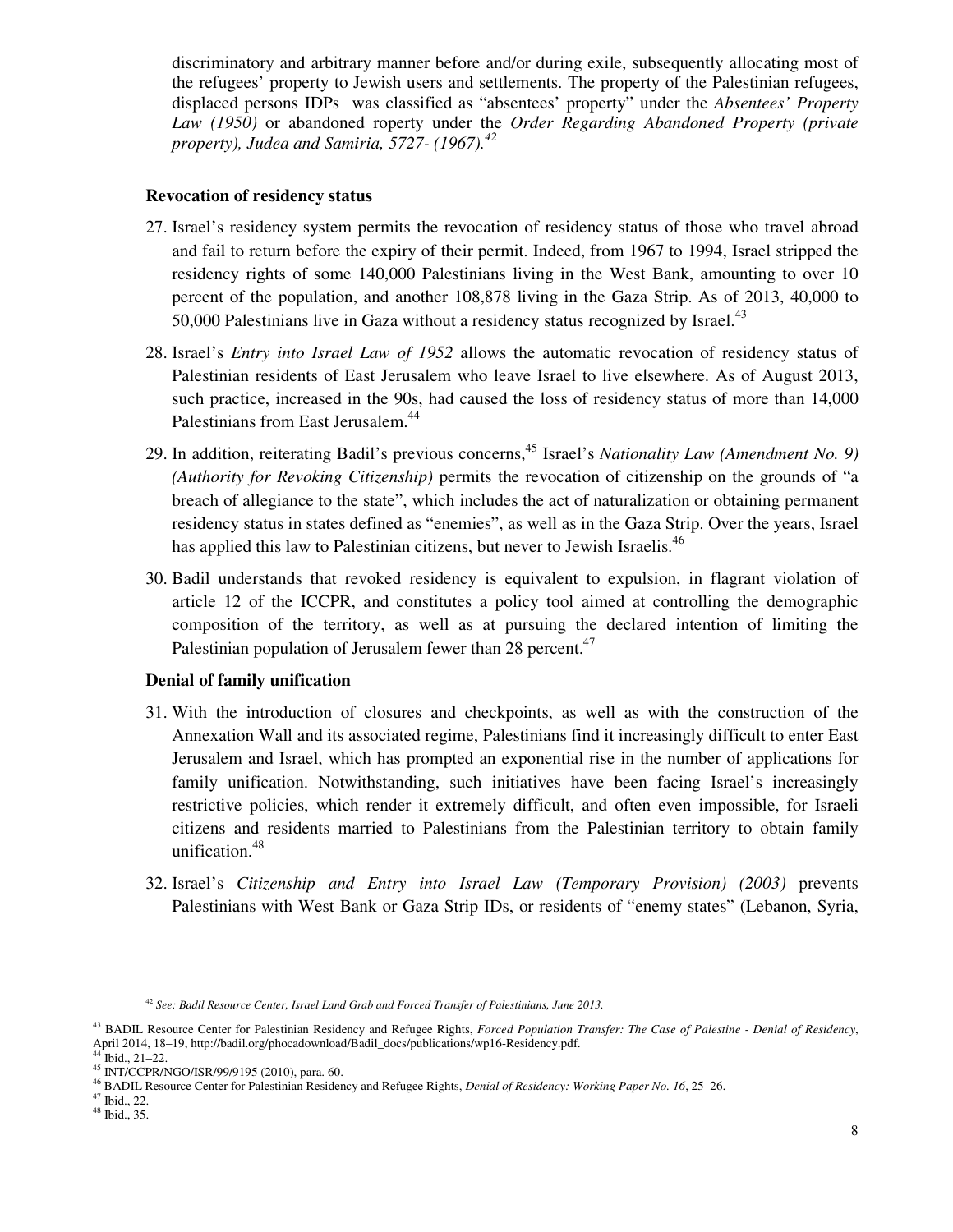discriminatory and arbitrary manner before and/or during exile, subsequently allocating most of the refugees' property to Jewish users and settlements. The property of the Palestinian refugees, displaced persons IDPs was classified as "absentees' property" under the *Absentees' Property Law (1950)* or abandoned roperty under the *Order Regarding Abandoned Property (private property), Judea and Samiria, 5727- (1967).*[42]

**Revocation of residency status**

27. Israel's residency system permits the revocation of residency status of those who travel abroad and fail to return before the expiry of their permit. Indeed, from 1967 to 1994, Israel stripped the residency rights of some 140,000 Palestinians living in the West Bank, amounting to over 10 percent of the population, and another 108,878 living in the Gaza Strip. As of 2013, 40,000 to 50,000 Palestinians live in Gaza without a residency status recognized by Israel.[43]

28. Israel's *Entry into Israel Law of 1952* allows the automatic revocation of residency status of Palestinian residents of East Jerusalem who leave Israel to live elsewhere. As of August 2013, such practice, increased in the 90s, had caused the loss of residency status of more than 14,000 Palestinians from East Jerusalem.[44]

29. In addition, reiterating Badil's previous concerns,[45] Israel's *Nationality Law (Amendment No. 9) (Authority for Revoking Citizenship)* permits the revocation of citizenship on the grounds of "a breach of allegiance to the state", which includes the act of naturalization or obtaining permanent residency status in states defined as "enemies", as well as in the Gaza Strip. Over the years, Israel has applied this law to Palestinian citizens, but never to Jewish Israelis.[46]

30. Badil understands that revoked residency is equivalent to expulsion, in flagrant violation of article 12 of the ICCPR, and constitutes a policy tool aimed at controlling the demographic composition of the territory, as well as at pursuing the declared intention of limiting the Palestinian population of Jerusalem fewer than 28 percent.[47]

**Denial of family unification**

31. With the introduction of closures and checkpoints, as well as with the construction of the Annexation Wall and its associated regime, Palestinians find it increasingly difficult to enter East Jerusalem and Israel, which has prompted an exponential rise in the number of applications for family unification. Notwithstanding, such initiatives have been facing Israel's increasingly restrictive policies, which render it extremely difficult, and often even impossible, for Israeli citizens and residents married to Palestinians from the Palestinian territory to obtain family unification.[48]

32. Israel's *Citizenship and Entry into Israel Law (Temporary Provision) (2003)* prevents Palestinians with West Bank or Gaza Strip IDs, or residents of "enemy states" (Lebanon, Syria,

---

[42] *See: Badil Resource Center, Israel Land Grab and Forced Transfer of Palestinians, June 2013.*

[43] BADIL Resource Center for Palestinian Residency and Refugee Rights, *Forced Population Transfer: The Case of Palestine - Denial of Residency*, April 2014, 18–19, http://badil.org/phocadownload/Badil_docs/publications/wp16-Residency.pdf.

[44] Ibid., 21–22.

[45] INT/CCPR/NGO/ISR/99/9195 (2010), para. 60.

[46] BADIL Resource Center for Palestinian Residency and Refugee Rights, *Denial of Residency: Working Paper No. 16*, 25–26.

[47] Ibid., 22.

[48] Ibid., 35.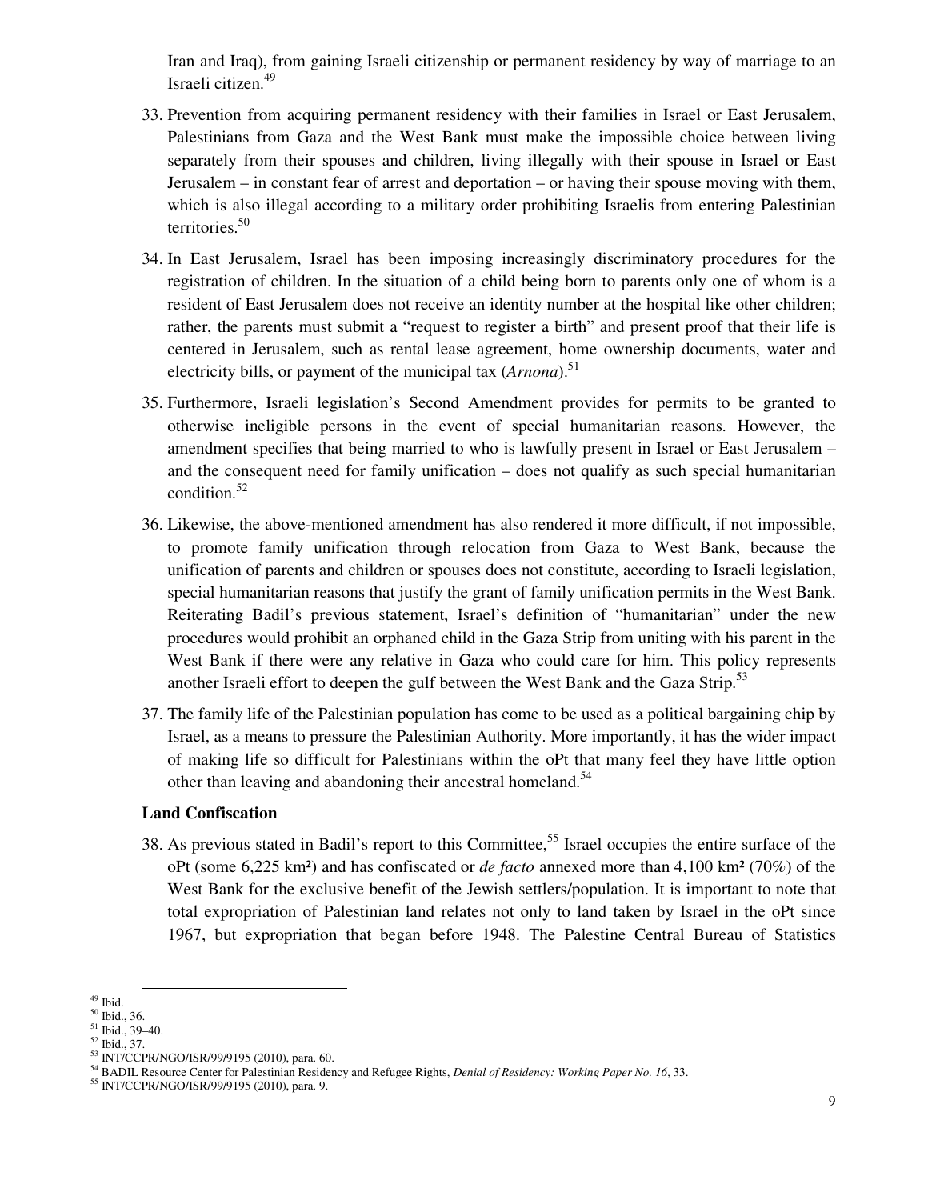Iran and Iraq), from gaining Israeli citizenship or permanent residency by way of marriage to an Israeli citizen.[49]

33. Prevention from acquiring permanent residency with their families in Israel or East Jerusalem, Palestinians from Gaza and the West Bank must make the impossible choice between living separately from their spouses and children, living illegally with their spouse in Israel or East Jerusalem – in constant fear of arrest and deportation – or having their spouse moving with them, which is also illegal according to a military order prohibiting Israelis from entering Palestinian territories.[50]

34. In East Jerusalem, Israel has been imposing increasingly discriminatory procedures for the registration of children. In the situation of a child being born to parents only one of whom is a resident of East Jerusalem does not receive an identity number at the hospital like other children; rather, the parents must submit a "request to register a birth" and present proof that their life is centered in Jerusalem, such as rental lease agreement, home ownership documents, water and electricity bills, or payment of the municipal tax (*Arnona*).[51]

35. Furthermore, Israeli legislation's Second Amendment provides for permits to be granted to otherwise ineligible persons in the event of special humanitarian reasons. However, the amendment specifies that being married to who is lawfully present in Israel or East Jerusalem – and the consequent need for family unification – does not qualify as such special humanitarian condition.[52]

36. Likewise, the above-mentioned amendment has also rendered it more difficult, if not impossible, to promote family unification through relocation from Gaza to West Bank, because the unification of parents and children or spouses does not constitute, according to Israeli legislation, special humanitarian reasons that justify the grant of family unification permits in the West Bank. Reiterating Badil's previous statement, Israel's definition of "humanitarian" under the new procedures would prohibit an orphaned child in the Gaza Strip from uniting with his parent in the West Bank if there were any relative in Gaza who could care for him. This policy represents another Israeli effort to deepen the gulf between the West Bank and the Gaza Strip.[53]

37. The family life of the Palestinian population has come to be used as a political bargaining chip by Israel, as a means to pressure the Palestinian Authority. More importantly, it has the wider impact of making life so difficult for Palestinians within the oPt that many feel they have little option other than leaving and abandoning their ancestral homeland.[54]

**Land Confiscation**

38. As previous stated in Badil's report to this Committee,[55] Israel occupies the entire surface of the oPt (some 6,225 km²) and has confiscated or *de facto* annexed more than 4,100 km² (70%) of the West Bank for the exclusive benefit of the Jewish settlers/population. It is important to note that total expropriation of Palestinian land relates not only to land taken by Israel in the oPt since 1967, but expropriation that began before 1948. The Palestine Central Bureau of Statistics

---

[49] Ibid.
[50] Ibid., 36.
[51] Ibid., 39–40.
[52] Ibid., 37.
[53] INT/CCPR/NGO/ISR/99/9195 (2010), para. 60.
[54] BADIL Resource Center for Palestinian Residency and Refugee Rights, *Denial of Residency: Working Paper No. 16*, 33.
[55] INT/CCPR/NGO/ISR/99/9195 (2010), para. 9.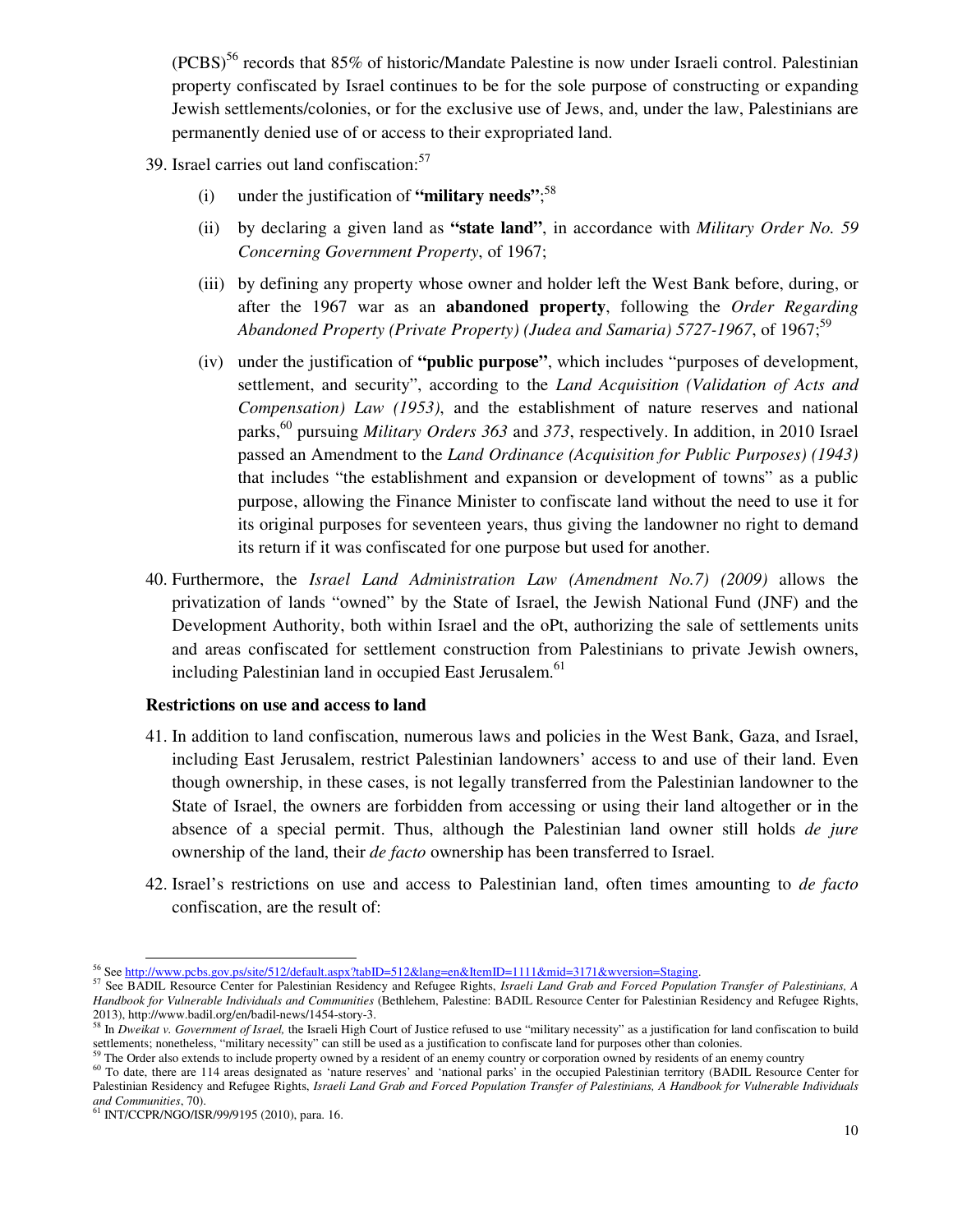(PCBS)[56] records that 85% of historic/Mandate Palestine is now under Israeli control. Palestinian property confiscated by Israel continues to be for the sole purpose of constructing or expanding Jewish settlements/colonies, or for the exclusive use of Jews, and, under the law, Palestinians are permanently denied use of or access to their expropriated land.

39. Israel carries out land confiscation:[57]

    (i) under the justification of **"military needs"**;[58]

    (ii) by declaring a given land as **"state land"**, in accordance with *Military Order No. 59 Concerning Government Property*, of 1967;

    (iii) by defining any property whose owner and holder left the West Bank before, during, or after the 1967 war as an **abandoned property**, following the *Order Regarding Abandoned Property (Private Property) (Judea and Samaria) 5727-1967*, of 1967;[59]

    (iv) under the justification of **"public purpose"**, which includes "purposes of development, settlement, and security", according to the *Land Acquisition (Validation of Acts and Compensation) Law (1953)*, and the establishment of nature reserves and national parks,[60] pursuing *Military Orders 363* and *373*, respectively. In addition, in 2010 Israel passed an Amendment to the *Land Ordinance (Acquisition for Public Purposes) (1943)* that includes "the establishment and expansion or development of towns" as a public purpose, allowing the Finance Minister to confiscate land without the need to use it for its original purposes for seventeen years, thus giving the landowner no right to demand its return if it was confiscated for one purpose but used for another.

40. Furthermore, the *Israel Land Administration Law (Amendment No.7) (2009)* allows the privatization of lands "owned" by the State of Israel, the Jewish National Fund (JNF) and the Development Authority, both within Israel and the oPt, authorizing the sale of settlements units and areas confiscated for settlement construction from Palestinians to private Jewish owners, including Palestinian land in occupied East Jerusalem.[61]

**Restrictions on use and access to land**

41. In addition to land confiscation, numerous laws and policies in the West Bank, Gaza, and Israel, including East Jerusalem, restrict Palestinian landowners' access to and use of their land. Even though ownership, in these cases, is not legally transferred from the Palestinian landowner to the State of Israel, the owners are forbidden from accessing or using their land altogether or in the absence of a special permit. Thus, although the Palestinian land owner still holds *de jure* ownership of the land, their *de facto* ownership has been transferred to Israel.

42. Israel's restrictions on use and access to Palestinian land, often times amounting to *de facto* confiscation, are the result of:

---

[56] See http://www.pcbs.gov.ps/site/512/default.aspx?tabID=512&lang=en&ItemID=1111&mid=3171&wversion=Staging.

[57] See BADIL Resource Center for Palestinian Residency and Refugee Rights, *Israeli Land Grab and Forced Population Transfer of Palestinians, A Handbook for Vulnerable Individuals and Communities* (Bethlehem, Palestine: BADIL Resource Center for Palestinian Residency and Refugee Rights, 2013), http://www.badil.org/en/badil-news/1454-story-3.

[58] In *Dweikat v. Government of Israel,* the Israeli High Court of Justice refused to use "military necessity" as a justification for land confiscation to build settlements; nonetheless, "military necessity" can still be used as a justification to confiscate land for purposes other than colonies.

[59] The Order also extends to include property owned by a resident of an enemy country or corporation owned by residents of an enemy country

[60] To date, there are 114 areas designated as 'nature reserves' and 'national parks' in the occupied Palestinian territory (BADIL Resource Center for Palestinian Residency and Refugee Rights, *Israeli Land Grab and Forced Population Transfer of Palestinians, A Handbook for Vulnerable Individuals and Communities*, 70).

[61] INT/CCPR/NGO/ISR/99/9195 (2010), para. 16.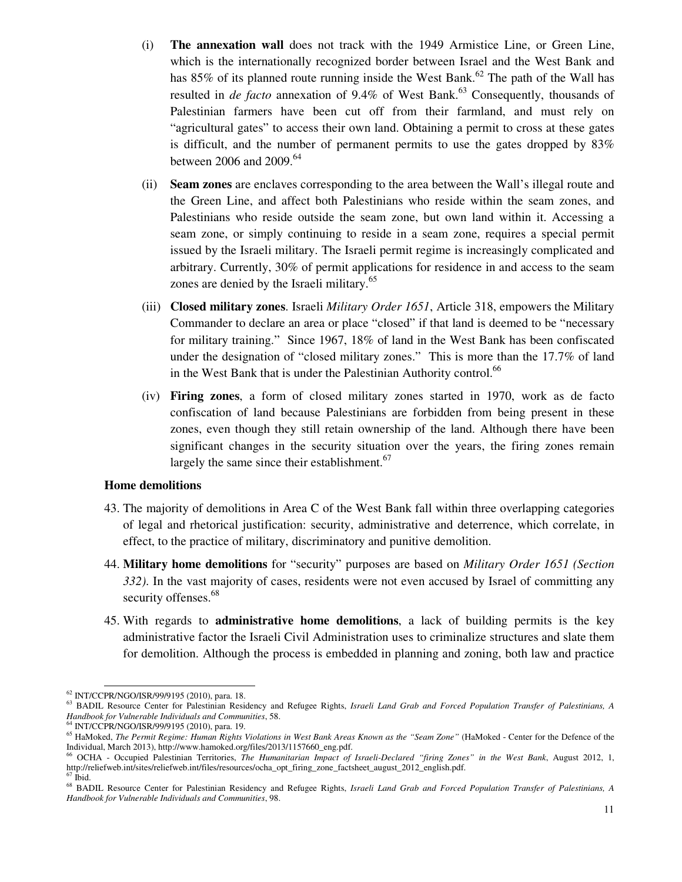(i) **The annexation wall** does not track with the 1949 Armistice Line, or Green Line, which is the internationally recognized border between Israel and the West Bank and has 85% of its planned route running inside the West Bank.[62] The path of the Wall has resulted in *de facto* annexation of 9.4% of West Bank.[63] Consequently, thousands of Palestinian farmers have been cut off from their farmland, and must rely on "agricultural gates" to access their own land. Obtaining a permit to cross at these gates is difficult, and the number of permanent permits to use the gates dropped by 83% between 2006 and 2009.[64]

(ii) **Seam zones** are enclaves corresponding to the area between the Wall's illegal route and the Green Line, and affect both Palestinians who reside within the seam zones, and Palestinians who reside outside the seam zone, but own land within it. Accessing a seam zone, or simply continuing to reside in a seam zone, requires a special permit issued by the Israeli military. The Israeli permit regime is increasingly complicated and arbitrary. Currently, 30% of permit applications for residence in and access to the seam zones are denied by the Israeli military.[65]

(iii) **Closed military zones**. Israeli *Military Order 1651*, Article 318, empowers the Military Commander to declare an area or place "closed" if that land is deemed to be "necessary for military training." Since 1967, 18% of land in the West Bank has been confiscated under the designation of "closed military zones." This is more than the 17.7% of land in the West Bank that is under the Palestinian Authority control.[66]

(iv) **Firing zones**, a form of closed military zones started in 1970, work as de facto confiscation of land because Palestinians are forbidden from being present in these zones, even though they still retain ownership of the land. Although there have been significant changes in the security situation over the years, the firing zones remain largely the same since their establishment.[67]

**Home demolitions**

43. The majority of demolitions in Area C of the West Bank fall within three overlapping categories of legal and rhetorical justification: security, administrative and deterrence, which correlate, in effect, to the practice of military, discriminatory and punitive demolition.

44. **Military home demolitions** for "security" purposes are based on *Military Order 1651 (Section 332)*. In the vast majority of cases, residents were not even accused by Israel of committing any security offenses.[68]

45. With regards to **administrative home demolitions**, a lack of building permits is the key administrative factor the Israeli Civil Administration uses to criminalize structures and slate them for demolition. Although the process is embedded in planning and zoning, both law and practice

---

[62] INT/CCPR/NGO/ISR/99/9195 (2010), para. 18.

[63] BADIL Resource Center for Palestinian Residency and Refugee Rights, *Israeli Land Grab and Forced Population Transfer of Palestinians, A Handbook for Vulnerable Individuals and Communities*, 58.

[64] INT/CCPR/NGO/ISR/99/9195 (2010), para. 19.

[65] HaMoked, *The Permit Regime: Human Rights Violations in West Bank Areas Known as the "Seam Zone"* (HaMoked - Center for the Defence of the Individual, March 2013), http://www.hamoked.org/files/2013/1157660_eng.pdf.

[66] OCHA - Occupied Palestinian Territories, *The Humanitarian Impact of Israeli-Declared "firing Zones" in the West Bank*, August 2012, 1, http://reliefweb.int/sites/reliefweb.int/files/resources/ocha_opt_firing_zone_factsheet_august_2012_english.pdf.

[67] Ibid.

[68] BADIL Resource Center for Palestinian Residency and Refugee Rights, *Israeli Land Grab and Forced Population Transfer of Palestinians, A Handbook for Vulnerable Individuals and Communities*, 98.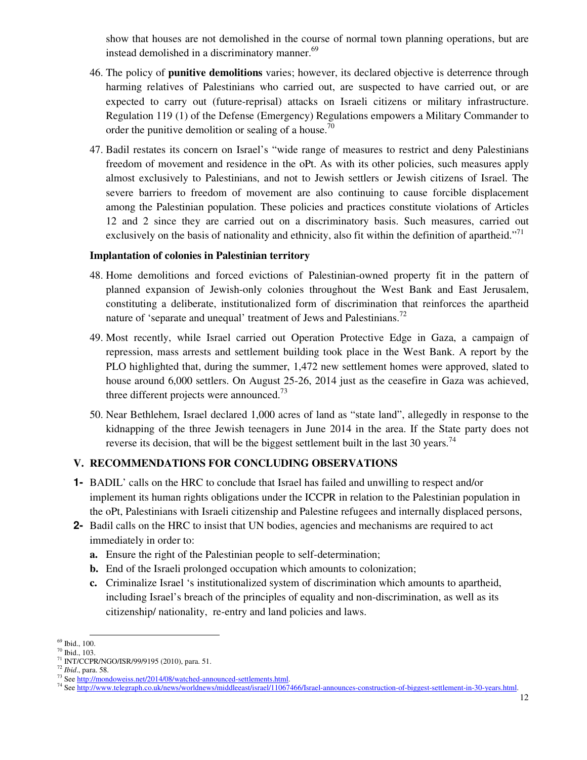show that houses are not demolished in the course of normal town planning operations, but are instead demolished in a discriminatory manner.[69]

46. The policy of **punitive demolitions** varies; however, its declared objective is deterrence through harming relatives of Palestinians who carried out, are suspected to have carried out, or are expected to carry out (future-reprisal) attacks on Israeli citizens or military infrastructure. Regulation 119 (1) of the Defense (Emergency) Regulations empowers a Military Commander to order the punitive demolition or sealing of a house.[70]

47. Badil restates its concern on Israel's "wide range of measures to restrict and deny Palestinians freedom of movement and residence in the oPt. As with its other policies, such measures apply almost exclusively to Palestinians, and not to Jewish settlers or Jewish citizens of Israel. The severe barriers to freedom of movement are also continuing to cause forcible displacement among the Palestinian population. These policies and practices constitute violations of Articles 12 and 2 since they are carried out on a discriminatory basis. Such measures, carried out exclusively on the basis of nationality and ethnicity, also fit within the definition of apartheid."[71]

**Implantation of colonies in Palestinian territory**

48. Home demolitions and forced evictions of Palestinian-owned property fit in the pattern of planned expansion of Jewish-only colonies throughout the West Bank and East Jerusalem, constituting a deliberate, institutionalized form of discrimination that reinforces the apartheid nature of 'separate and unequal' treatment of Jews and Palestinians.[72]

49. Most recently, while Israel carried out Operation Protective Edge in Gaza, a campaign of repression, mass arrests and settlement building took place in the West Bank. A report by the PLO highlighted that, during the summer, 1,472 new settlement homes were approved, slated to house around 6,000 settlers. On August 25-26, 2014 just as the ceasefire in Gaza was achieved, three different projects were announced.[73]

50. Near Bethlehem, Israel declared 1,000 acres of land as "state land", allegedly in response to the kidnapping of the three Jewish teenagers in June 2014 in the area. If the State party does not reverse its decision, that will be the biggest settlement built in the last 30 years.[74]

## V. RECOMMENDATIONS FOR CONCLUDING OBSERVATIONS

**1-** BADIL' calls on the HRC to conclude that Israel has failed and unwilling to respect and/or implement its human rights obligations under the ICCPR in relation to the Palestinian population in the oPt, Palestinians with Israeli citizenship and Palestine refugees and internally displaced persons,

**2-** Badil calls on the HRC to insist that UN bodies, agencies and mechanisms are required to act immediately in order to:

- **a.** Ensure the right of the Palestinian people to self-determination;
- **b.** End of the Israeli prolonged occupation which amounts to colonization;
- **c.** Criminalize Israel 's institutionalized system of discrimination which amounts to apartheid, including Israel's breach of the principles of equality and non-discrimination, as well as its citizenship/ nationality, re-entry and land policies and laws.

---

[69] Ibid., 100.
[70] Ibid., 103.
[71] INT/CCPR/NGO/ISR/99/9195 (2010), para. 51.
[72] *Ibid*., para. 58.
[73] See http://mondoweiss.net/2014/08/watched-announced-settlements.html.
[74] See http://www.telegraph.co.uk/news/worldnews/middleeast/israel/11067466/Israel-announces-construction-of-biggest-settlement-in-30-years.html.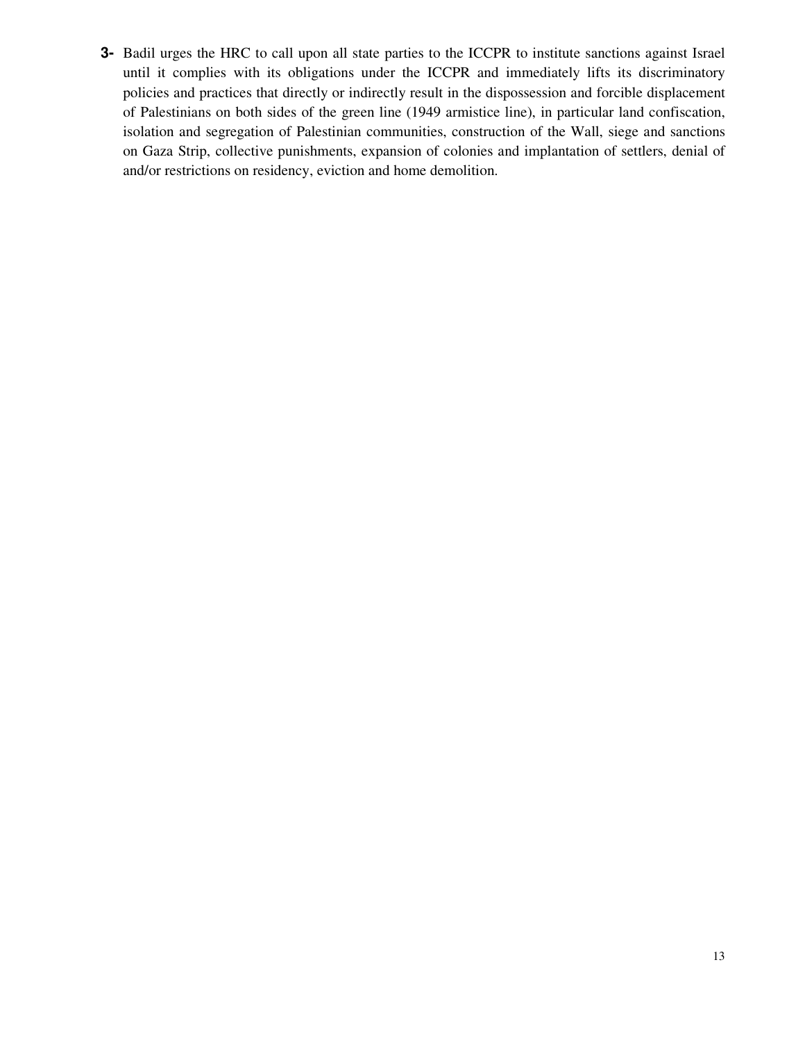**3-** Badil urges the HRC to call upon all state parties to the ICCPR to institute sanctions against Israel until it complies with its obligations under the ICCPR and immediately lifts its discriminatory policies and practices that directly or indirectly result in the dispossession and forcible displacement of Palestinians on both sides of the green line (1949 armistice line), in particular land confiscation, isolation and segregation of Palestinian communities, construction of the Wall, siege and sanctions on Gaza Strip, collective punishments, expansion of colonies and implantation of settlers, denial of and/or restrictions on residency, eviction and home demolition.